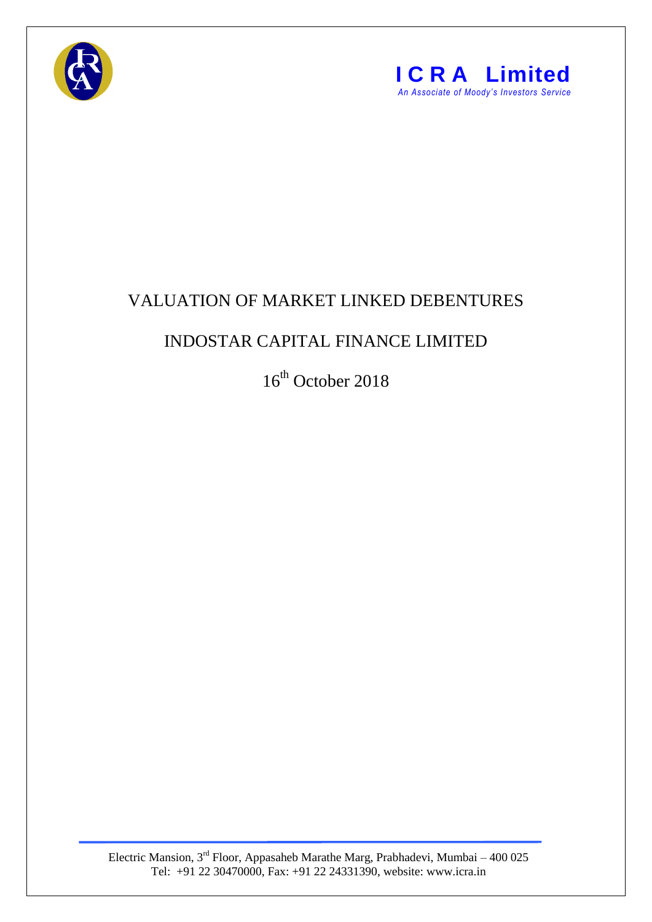**ICRA Limited**
*An Associate of Moody's Investors Service*

# VALUATION OF MARKET LINKED DEBENTURES

## INDOSTAR CAPITAL FINANCE LIMITED

16th October 2018

Electric Mansion, 3rd Floor, Appasaheb Marathe Marg, Prabhadevi, Mumbai – 400 025
Tel: +91 22 30470000, Fax: +91 22 24331390, website: www.icra.in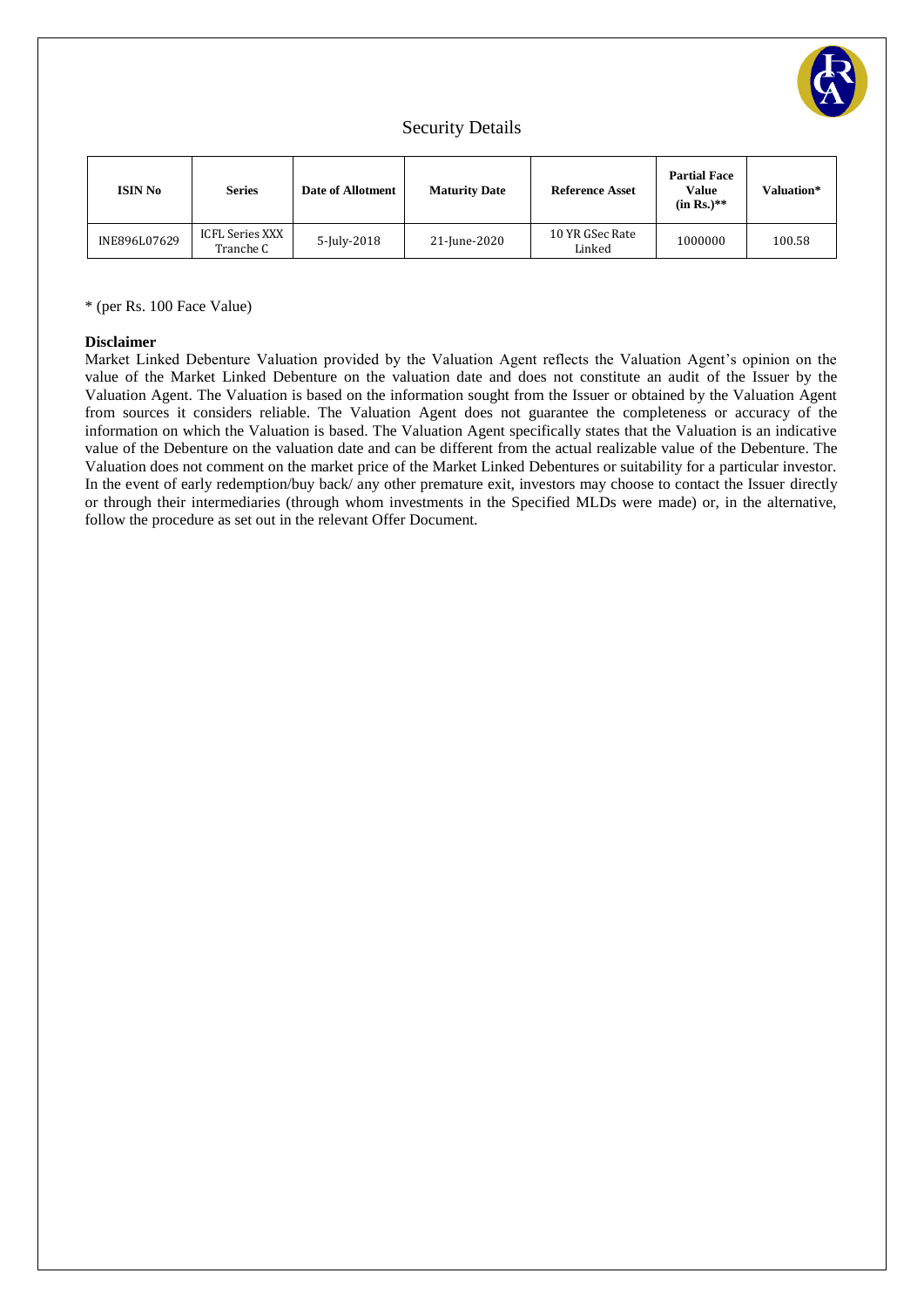## Security Details

| ISIN No | Series | Date of Allotment | Maturity Date | Reference Asset | Partial Face Value (in Rs.)** | Valuation* |
| --- | --- | --- | --- | --- | --- | --- |
| INE896L07629 | ICFL Series XXX Tranche C | 5-July-2018 | 21-June-2020 | 10 YR GSec Rate Linked | 1000000 | 100.58 |

* (per Rs. 100 Face Value)

**Disclaimer**

Market Linked Debenture Valuation provided by the Valuation Agent reflects the Valuation Agent's opinion on the value of the Market Linked Debenture on the valuation date and does not constitute an audit of the Issuer by the Valuation Agent. The Valuation is based on the information sought from the Issuer or obtained by the Valuation Agent from sources it considers reliable. The Valuation Agent does not guarantee the completeness or accuracy of the information on which the Valuation is based. The Valuation Agent specifically states that the Valuation is an indicative value of the Debenture on the valuation date and can be different from the actual realizable value of the Debenture. The Valuation does not comment on the market price of the Market Linked Debentures or suitability for a particular investor. In the event of early redemption/buy back/ any other premature exit, investors may choose to contact the Issuer directly or through their intermediaries (through whom investments in the Specified MLDs were made) or, in the alternative, follow the procedure as set out in the relevant Offer Document.